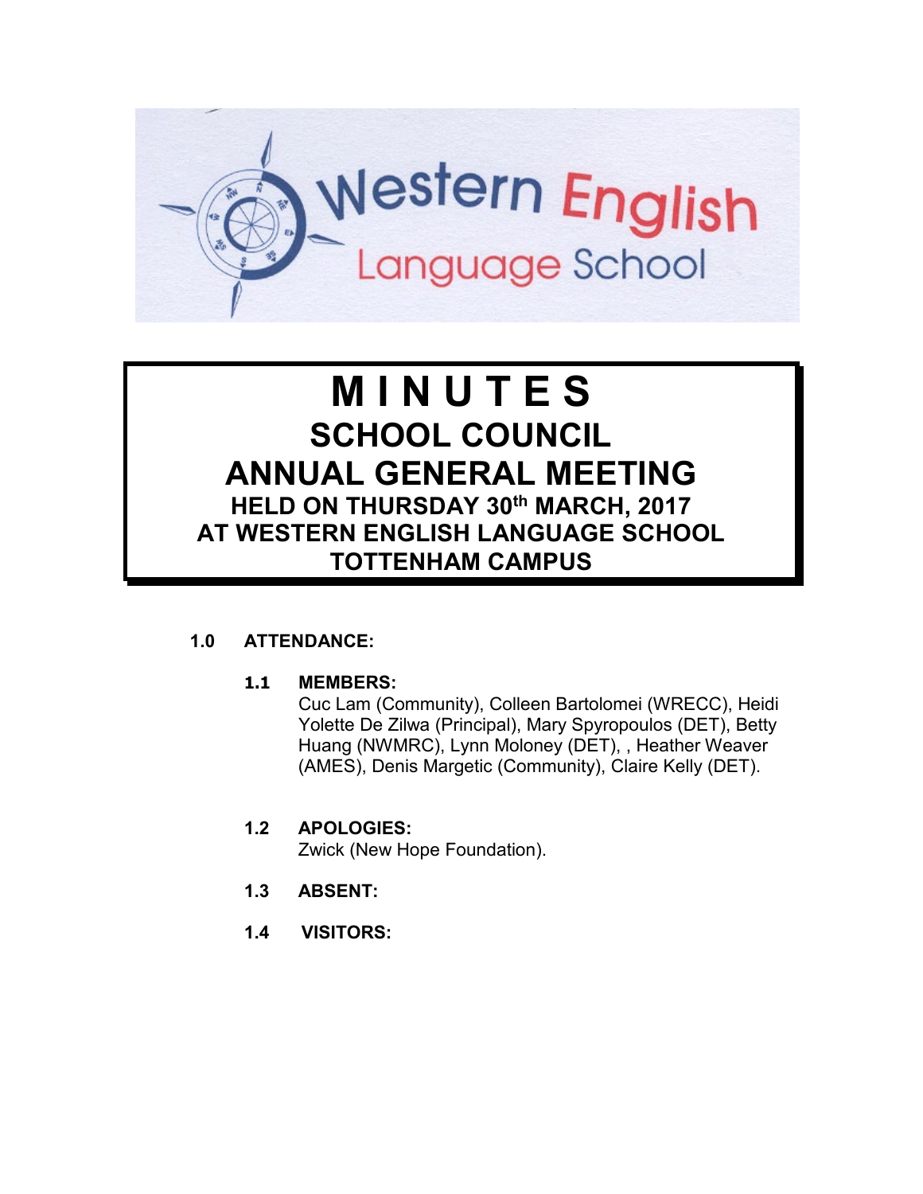Western English Language School

# MINUTES
## SCHOOL COUNCIL
## ANNUAL GENERAL MEETING
### HELD ON THURSDAY 30th MARCH, 2017
### AT WESTERN ENGLISH LANGUAGE SCHOOL
### TOTTENHAM CAMPUS

**1.0 ATTENDANCE:**

**1.1 MEMBERS:**
Cuc Lam (Community), Colleen Bartolomei (WRECC), Heidi Yolette De Zilwa (Principal), Mary Spyropoulos (DET), Betty Huang (NWMRC), Lynn Moloney (DET), , Heather Weaver (AMES), Denis Margetic (Community), Claire Kelly (DET).

**1.2 APOLOGIES:**
Zwick (New Hope Foundation).

**1.3 ABSENT:**

**1.4 VISITORS:**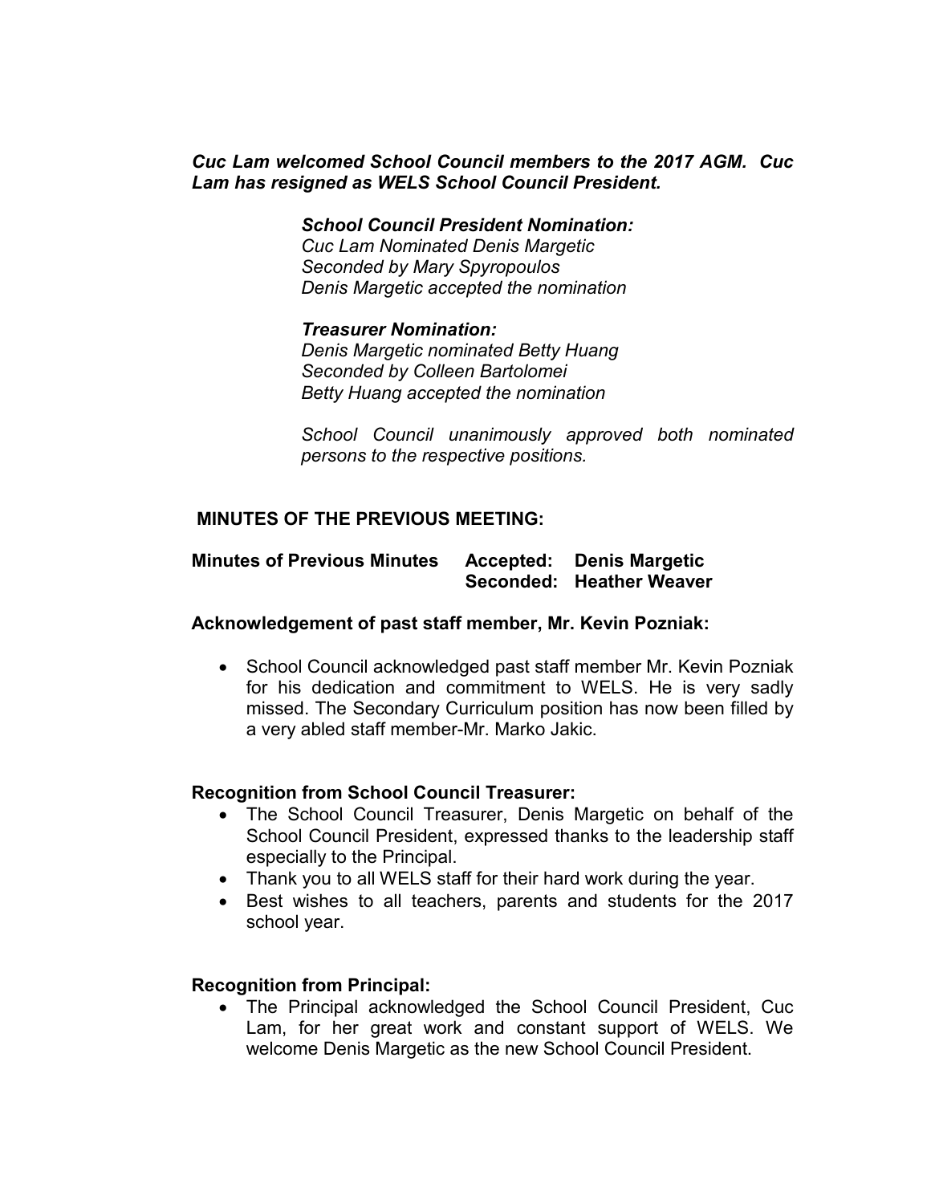***Cuc Lam welcomed School Council members to the 2017 AGM. Cuc Lam has resigned as WELS School Council President.***

***School Council President Nomination:***
*Cuc Lam Nominated Denis Margetic*
*Seconded by Mary Spyropoulos*
*Denis Margetic accepted the nomination*

***Treasurer Nomination:***
*Denis Margetic nominated Betty Huang*
*Seconded by Colleen Bartolomei*
*Betty Huang accepted the nomination*

*School Council unanimously approved both nominated persons to the respective positions.*

**MINUTES OF THE PREVIOUS MEETING:**

**Minutes of Previous Minutes** **Accepted: Denis Margetic**
**Seconded: Heather Weaver**

**Acknowledgement of past staff member, Mr. Kevin Pozniak:**

- School Council acknowledged past staff member Mr. Kevin Pozniak for his dedication and commitment to WELS. He is very sadly missed. The Secondary Curriculum position has now been filled by a very abled staff member-Mr. Marko Jakic.

**Recognition from School Council Treasurer:**

- The School Council Treasurer, Denis Margetic on behalf of the School Council President, expressed thanks to the leadership staff especially to the Principal.
- Thank you to all WELS staff for their hard work during the year.
- Best wishes to all teachers, parents and students for the 2017 school year.

**Recognition from Principal:**

- The Principal acknowledged the School Council President, Cuc Lam, for her great work and constant support of WELS. We welcome Denis Margetic as the new School Council President.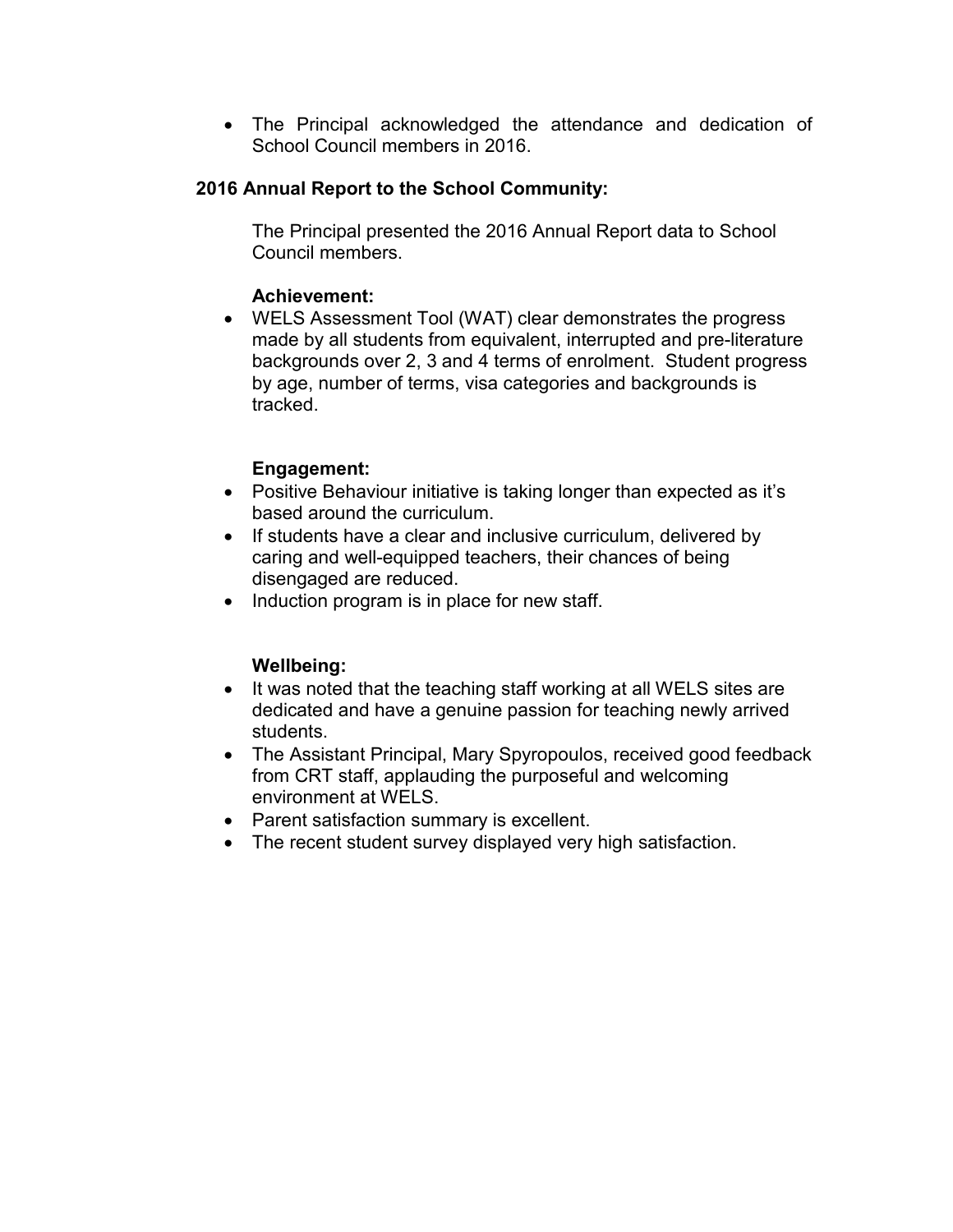- The Principal acknowledged the attendance and dedication of School Council members in 2016.

**2016 Annual Report to the School Community:**

The Principal presented the 2016 Annual Report data to School Council members.

**Achievement:**

- WELS Assessment Tool (WAT) clear demonstrates the progress made by all students from equivalent, interrupted and pre-literature backgrounds over 2, 3 and 4 terms of enrolment. Student progress by age, number of terms, visa categories and backgrounds is tracked.

**Engagement:**

- Positive Behaviour initiative is taking longer than expected as it's based around the curriculum.
- If students have a clear and inclusive curriculum, delivered by caring and well-equipped teachers, their chances of being disengaged are reduced.
- Induction program is in place for new staff.

**Wellbeing:**

- It was noted that the teaching staff working at all WELS sites are dedicated and have a genuine passion for teaching newly arrived students.
- The Assistant Principal, Mary Spyropoulos, received good feedback from CRT staff, applauding the purposeful and welcoming environment at WELS.
- Parent satisfaction summary is excellent.
- The recent student survey displayed very high satisfaction.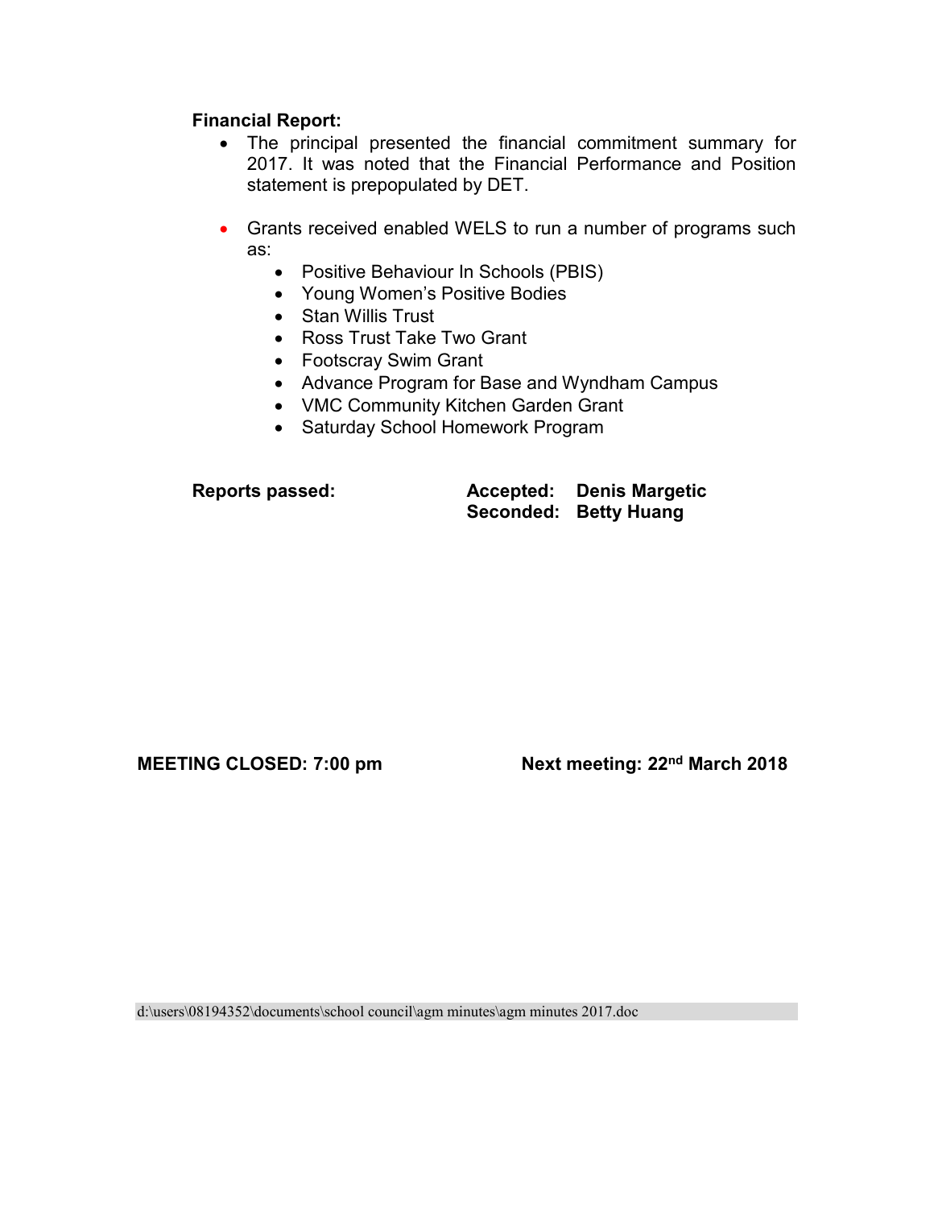**Financial Report:**

- The principal presented the financial commitment summary for 2017. It was noted that the Financial Performance and Position statement is prepopulated by DET.

- Grants received enabled WELS to run a number of programs such as:
  - Positive Behaviour In Schools (PBIS)
  - Young Women's Positive Bodies
  - Stan Willis Trust
  - Ross Trust Take Two Grant
  - Footscray Swim Grant
  - Advance Program for Base and Wyndham Campus
  - VMC Community Kitchen Garden Grant
  - Saturday School Homework Program

**Reports passed:** **Accepted: Denis Margetic**
**Seconded: Betty Huang**

**MEETING CLOSED: 7:00 pm** **Next meeting: 22nd March 2018**

d:\users\08194352\documents\school council\agm minutes\agm minutes 2017.doc